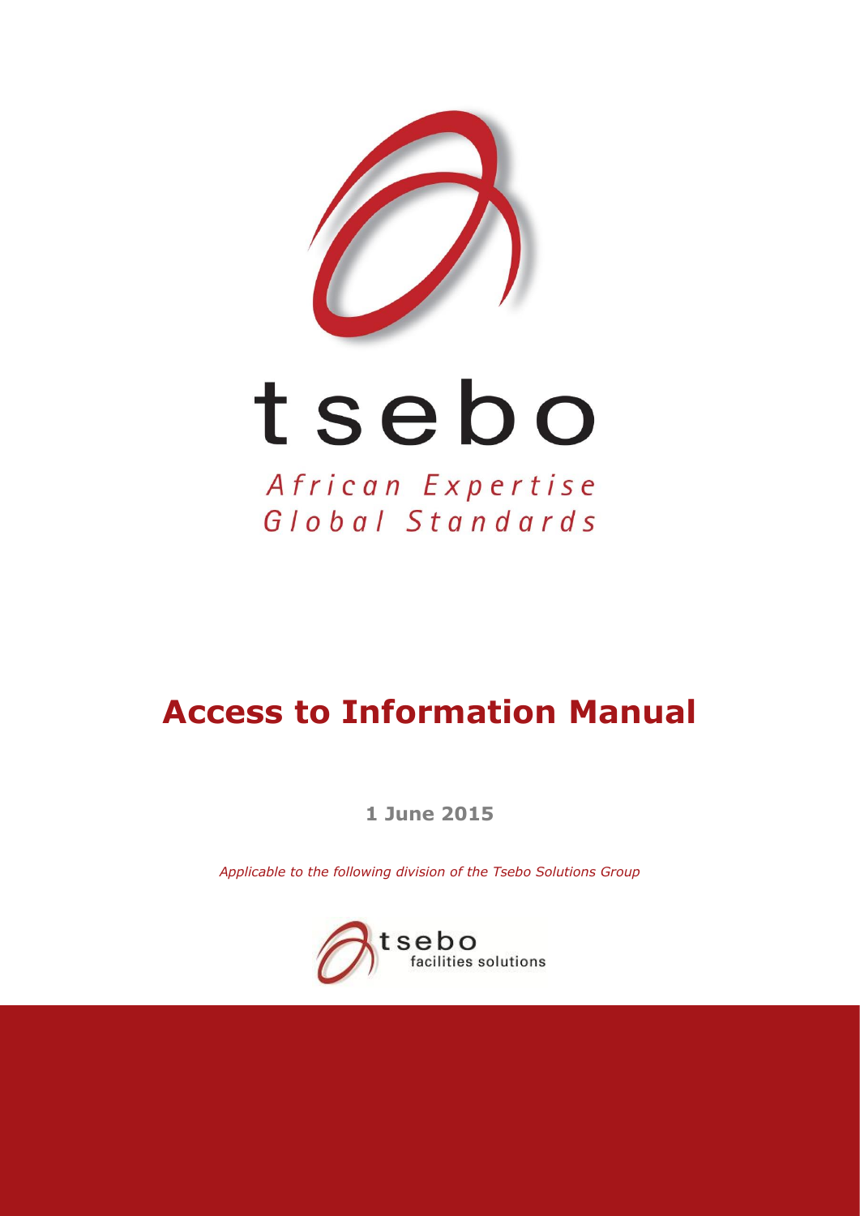tsebo

*African Expertise*
*Global Standards*

# Access to Information Manual

**1 June 2015**

*Applicable to the following division of the Tsebo Solutions Group*

tsebo
facilities solutions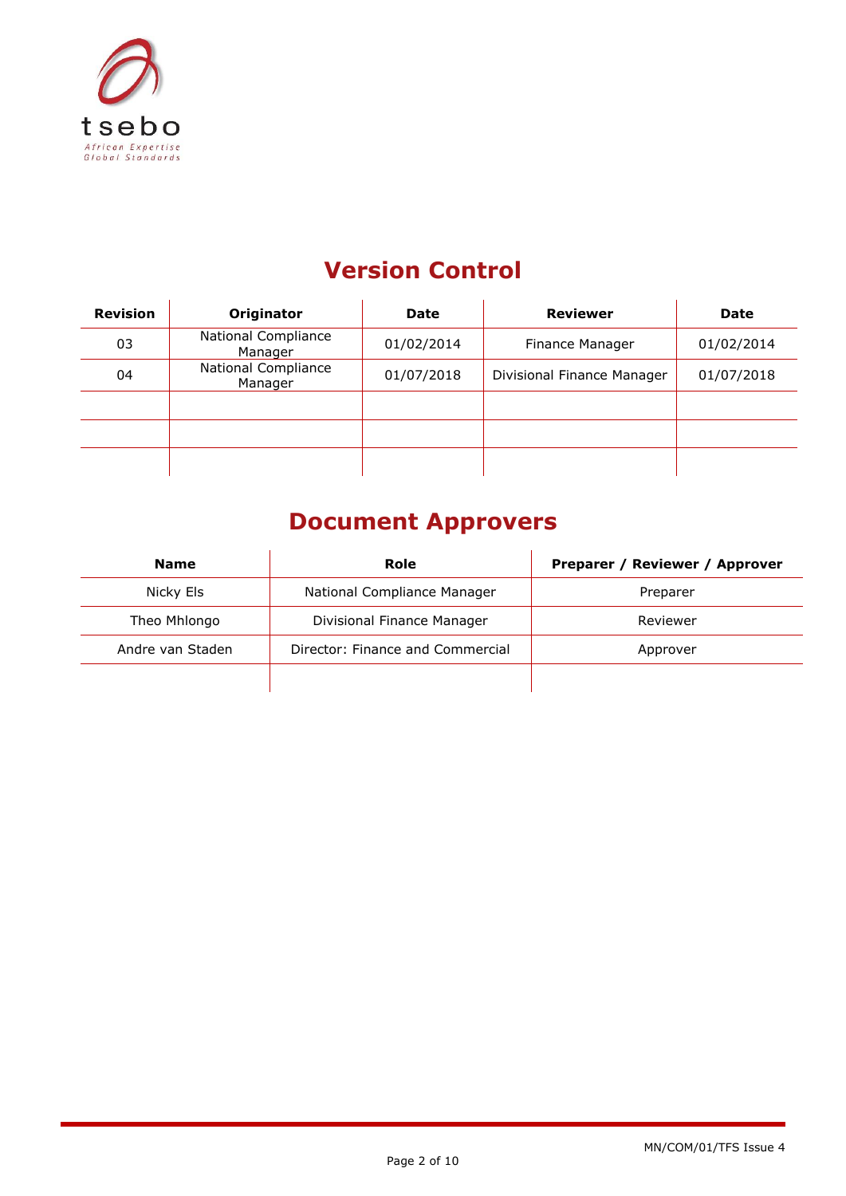# Version Control

| Revision | Originator | Date | Reviewer | Date |
|---|---|---|---|---|
| 03 | National Compliance Manager | 01/02/2014 | Finance Manager | 01/02/2014 |
| 04 | National Compliance Manager | 01/07/2018 | Divisional Finance Manager | 01/07/2018 |
| | | | | |
| | | | | |
| | | | | |

# Document Approvers

| Name | Role | Preparer / Reviewer / Approver |
|---|---|---|
| Nicky Els | National Compliance Manager | Preparer |
| Theo Mhlongo | Divisional Finance Manager | Reviewer |
| Andre van Staden | Director: Finance and Commercial | Approver |
| | | |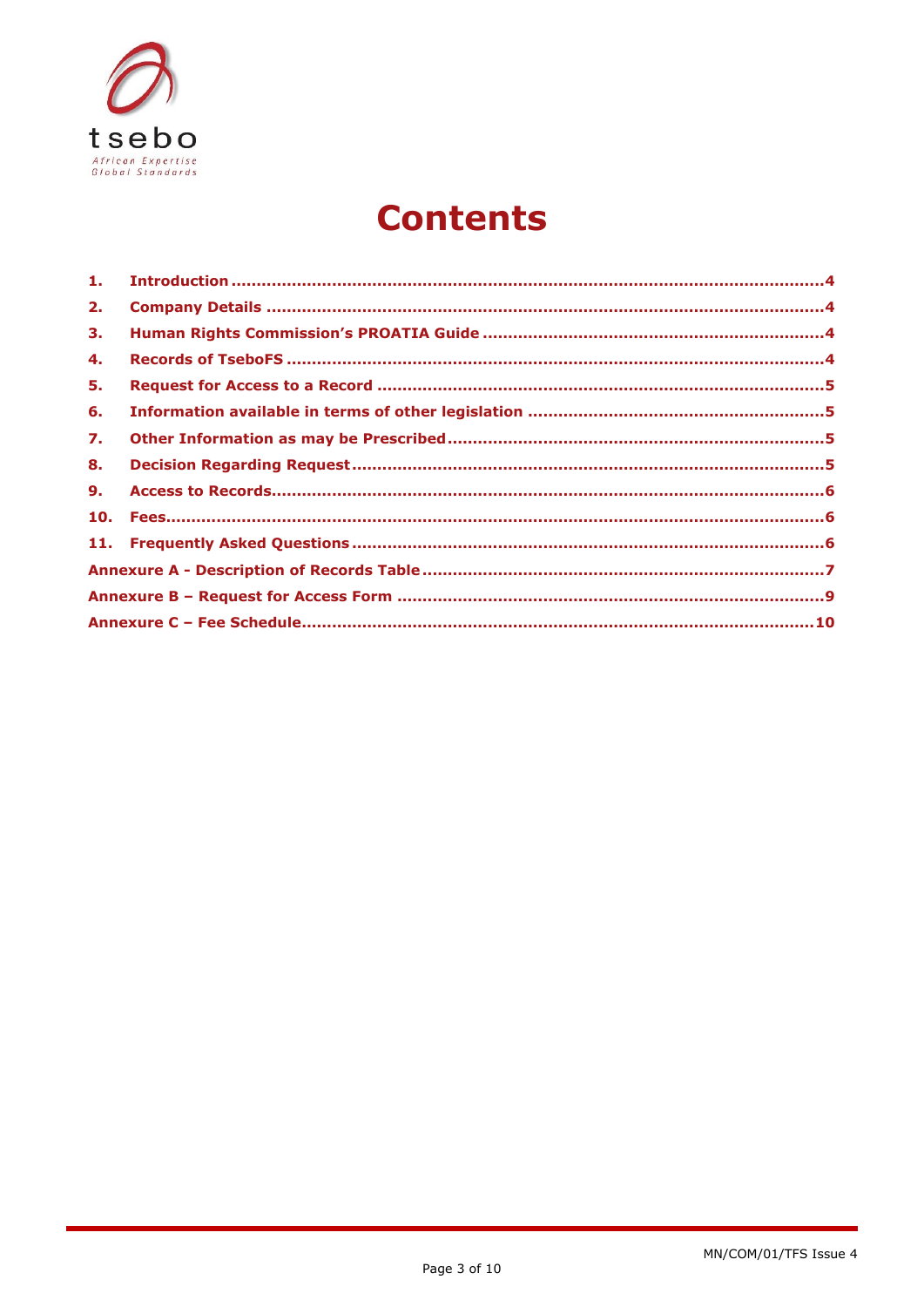# Contents

| | | |
|---|---|---|
| 1. | Introduction | 4 |
| 2. | Company Details | 4 |
| 3. | Human Rights Commission's PROATIA Guide | 4 |
| 4. | Records of TseboFS | 4 |
| 5. | Request for Access to a Record | 5 |
| 6. | Information available in terms of other legislation | 5 |
| 7. | Other Information as may be Prescribed | 5 |
| 8. | Decision Regarding Request | 5 |
| 9. | Access to Records | 6 |
| 10. | Fees | 6 |
| 11. | Frequently Asked Questions | 6 |
| | Annexure A - Description of Records Table | 7 |
| | Annexure B – Request for Access Form | 9 |
| | Annexure C – Fee Schedule | 10 |

MN/COM/01/TFS Issue 4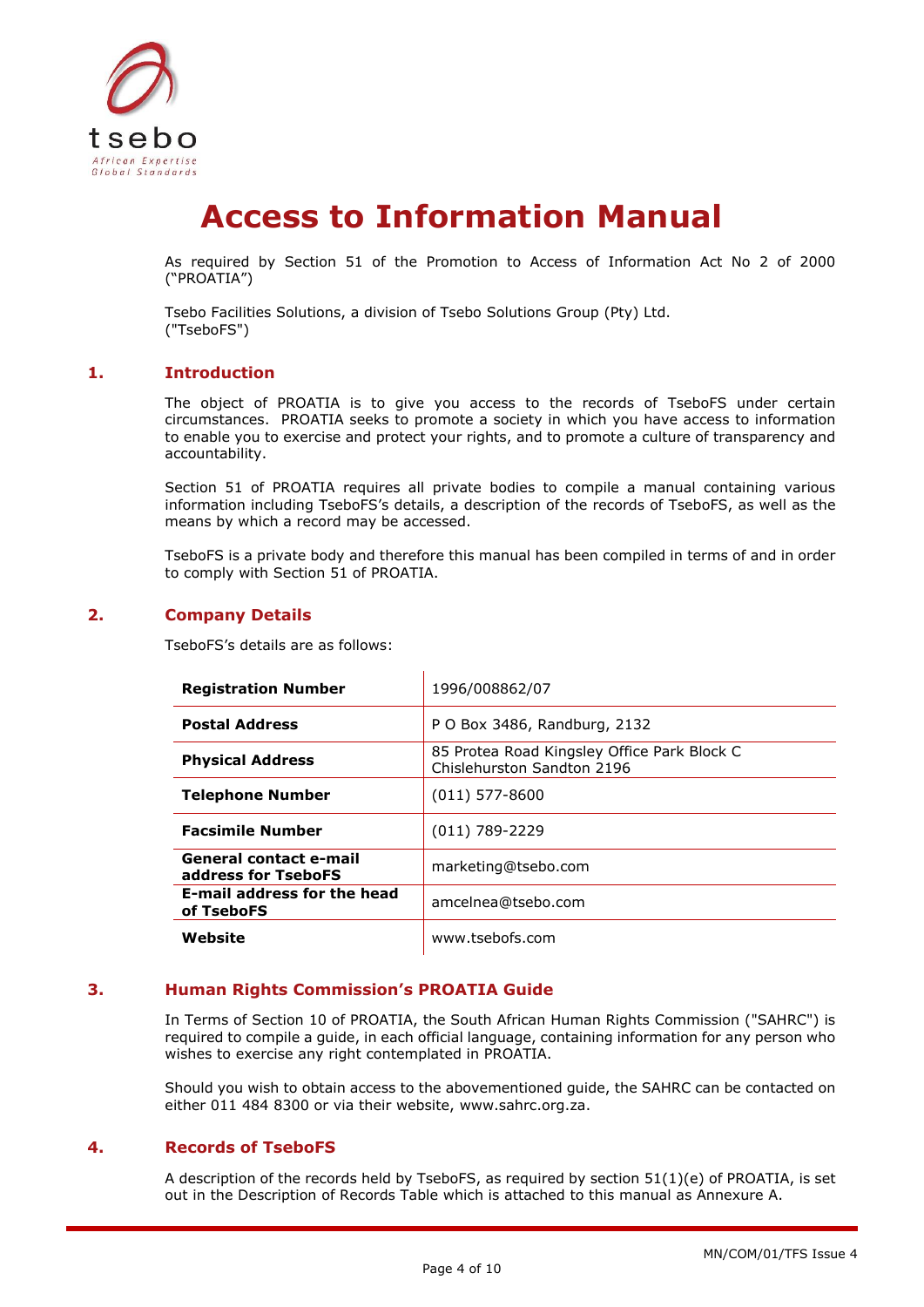# Access to Information Manual

As required by Section 51 of the Promotion to Access of Information Act No 2 of 2000 ("PROATIA")

Tsebo Facilities Solutions, a division of Tsebo Solutions Group (Pty) Ltd. ("TseboFS")

## 1. Introduction

The object of PROATIA is to give you access to the records of TseboFS under certain circumstances. PROATIA seeks to promote a society in which you have access to information to enable you to exercise and protect your rights, and to promote a culture of transparency and accountability.

Section 51 of PROATIA requires all private bodies to compile a manual containing various information including TseboFS's details, a description of the records of TseboFS, as well as the means by which a record may be accessed.

TseboFS is a private body and therefore this manual has been compiled in terms of and in order to comply with Section 51 of PROATIA.

## 2. Company Details

TseboFS's details are as follows:

| | |
|---|---|
| **Registration Number** | 1996/008862/07 |
| **Postal Address** | P O Box 3486, Randburg, 2132 |
| **Physical Address** | 85 Protea Road Kingsley Office Park Block C Chislehurston Sandton 2196 |
| **Telephone Number** | (011) 577-8600 |
| **Facsimile Number** | (011) 789-2229 |
| **General contact e-mail address for TseboFS** | marketing@tsebo.com |
| **E-mail address for the head of TseboFS** | amcelnea@tsebo.com |
| **Website** | www.tsebofs.com |

## 3. Human Rights Commission's PROATIA Guide

In Terms of Section 10 of PROATIA, the South African Human Rights Commission ("SAHRC") is required to compile a guide, in each official language, containing information for any person who wishes to exercise any right contemplated in PROATIA.

Should you wish to obtain access to the abovementioned guide, the SAHRC can be contacted on either 011 484 8300 or via their website, www.sahrc.org.za.

## 4. Records of TseboFS

A description of the records held by TseboFS, as required by section 51(1)(e) of PROATIA, is set out in the Description of Records Table which is attached to this manual as Annexure A.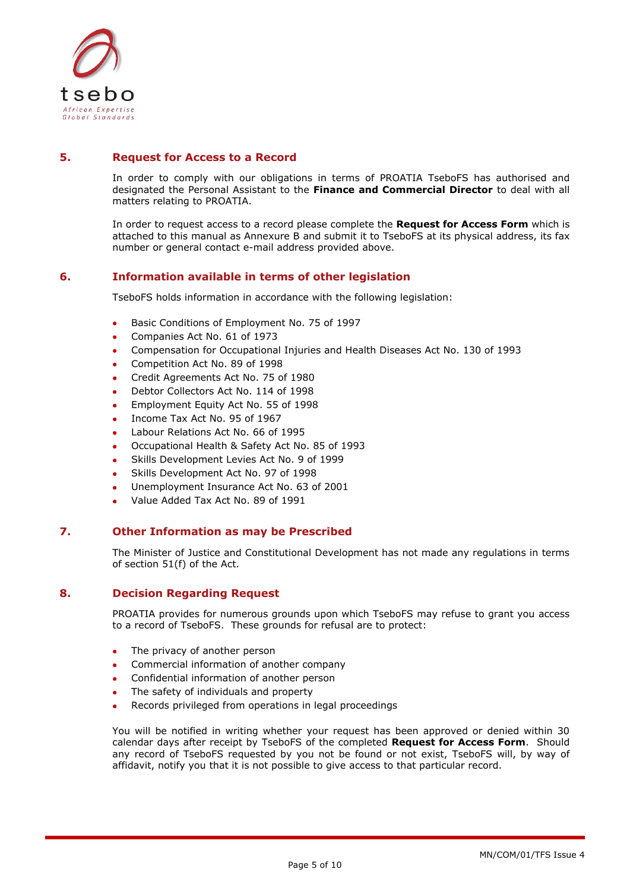## 5. Request for Access to a Record

In order to comply with our obligations in terms of PROATIA TseboFS has authorised and designated the Personal Assistant to the **Finance and Commercial Director** to deal with all matters relating to PROATIA.

In order to request access to a record please complete the **Request for Access Form** which is attached to this manual as Annexure B and submit it to TseboFS at its physical address, its fax number or general contact e-mail address provided above.

## 6. Information available in terms of other legislation

TseboFS holds information in accordance with the following legislation:

- Basic Conditions of Employment No. 75 of 1997
- Companies Act No. 61 of 1973
- Compensation for Occupational Injuries and Health Diseases Act No. 130 of 1993
- Competition Act No. 89 of 1998
- Credit Agreements Act No. 75 of 1980
- Debtor Collectors Act No. 114 of 1998
- Employment Equity Act No. 55 of 1998
- Income Tax Act No. 95 of 1967
- Labour Relations Act No. 66 of 1995
- Occupational Health & Safety Act No. 85 of 1993
- Skills Development Levies Act No. 9 of 1999
- Skills Development Act No. 97 of 1998
- Unemployment Insurance Act No. 63 of 2001
- Value Added Tax Act No. 89 of 1991

## 7. Other Information as may be Prescribed

The Minister of Justice and Constitutional Development has not made any regulations in terms of section 51(f) of the Act.

## 8. Decision Regarding Request

PROATIA provides for numerous grounds upon which TseboFS may refuse to grant you access to a record of TseboFS. These grounds for refusal are to protect:

- The privacy of another person
- Commercial information of another company
- Confidential information of another person
- The safety of individuals and property
- Records privileged from operations in legal proceedings

You will be notified in writing whether your request has been approved or denied within 30 calendar days after receipt by TseboFS of the completed **Request for Access Form**. Should any record of TseboFS requested by you not be found or not exist, TseboFS will, by way of affidavit, notify you that it is not possible to give access to that particular record.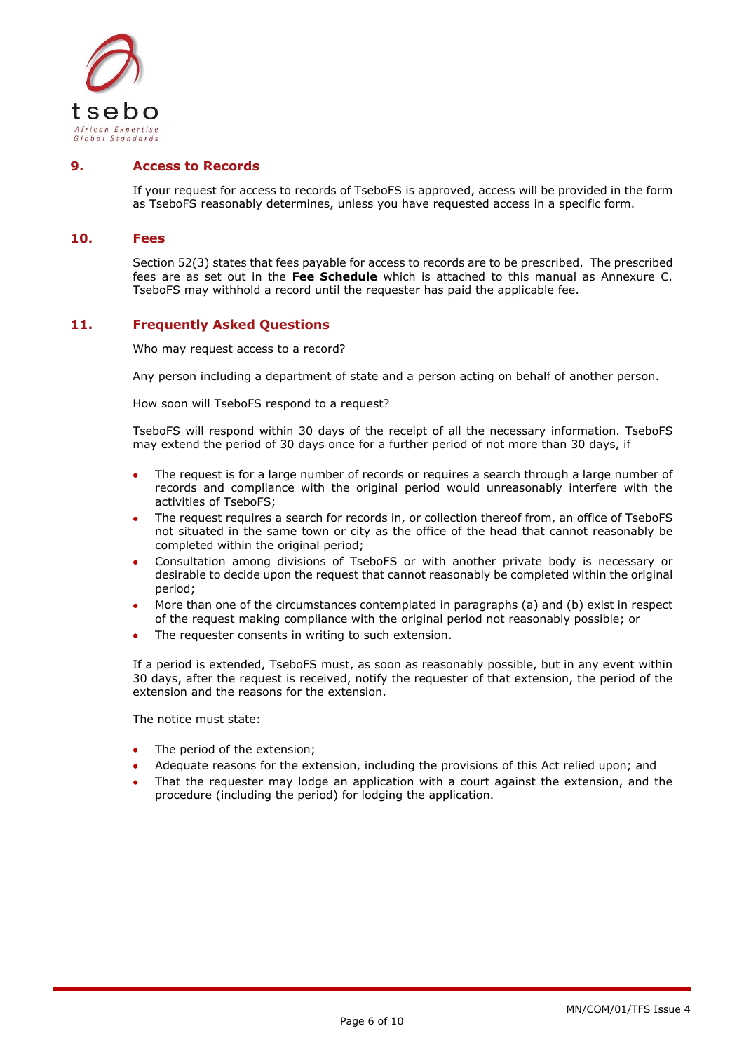## 9. Access to Records

If your request for access to records of TseboFS is approved, access will be provided in the form as TseboFS reasonably determines, unless you have requested access in a specific form.

## 10. Fees

Section 52(3) states that fees payable for access to records are to be prescribed. The prescribed fees are as set out in the **Fee Schedule** which is attached to this manual as Annexure C. TseboFS may withhold a record until the requester has paid the applicable fee.

## 11. Frequently Asked Questions

Who may request access to a record?

Any person including a department of state and a person acting on behalf of another person.

How soon will TseboFS respond to a request?

TseboFS will respond within 30 days of the receipt of all the necessary information. TseboFS may extend the period of 30 days once for a further period of not more than 30 days, if

- The request is for a large number of records or requires a search through a large number of records and compliance with the original period would unreasonably interfere with the activities of TseboFS;
- The request requires a search for records in, or collection thereof from, an office of TseboFS not situated in the same town or city as the office of the head that cannot reasonably be completed within the original period;
- Consultation among divisions of TseboFS or with another private body is necessary or desirable to decide upon the request that cannot reasonably be completed within the original period;
- More than one of the circumstances contemplated in paragraphs (a) and (b) exist in respect of the request making compliance with the original period not reasonably possible; or
- The requester consents in writing to such extension.

If a period is extended, TseboFS must, as soon as reasonably possible, but in any event within 30 days, after the request is received, notify the requester of that extension, the period of the extension and the reasons for the extension.

The notice must state:

- The period of the extension;
- Adequate reasons for the extension, including the provisions of this Act relied upon; and
- That the requester may lodge an application with a court against the extension, and the procedure (including the period) for lodging the application.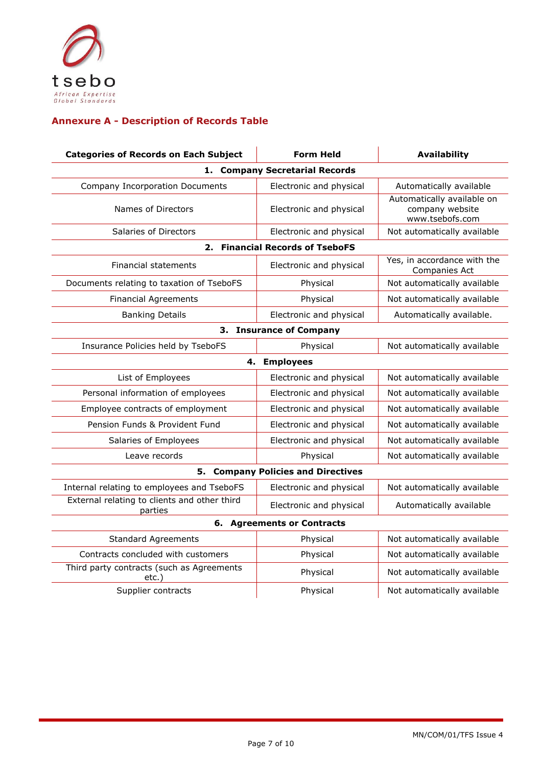## Annexure A - Description of Records Table

| Categories of Records on Each Subject | Form Held | Availability |
|---|---|---|
| **1. Company Secretarial Records** | | |
| Company Incorporation Documents | Electronic and physical | Automatically available |
| Names of Directors | Electronic and physical | Automatically available on company website www.tsebofs.com |
| Salaries of Directors | Electronic and physical | Not automatically available |
| **2. Financial Records of TseboFS** | | |
| Financial statements | Electronic and physical | Yes, in accordance with the Companies Act |
| Documents relating to taxation of TseboFS | Physical | Not automatically available |
| Financial Agreements | Physical | Not automatically available |
| Banking Details | Electronic and physical | Automatically available. |
| **3. Insurance of Company** | | |
| Insurance Policies held by TseboFS | Physical | Not automatically available |
| **4. Employees** | | |
| List of Employees | Electronic and physical | Not automatically available |
| Personal information of employees | Electronic and physical | Not automatically available |
| Employee contracts of employment | Electronic and physical | Not automatically available |
| Pension Funds & Provident Fund | Electronic and physical | Not automatically available |
| Salaries of Employees | Electronic and physical | Not automatically available |
| Leave records | Physical | Not automatically available |
| **5. Company Policies and Directives** | | |
| Internal relating to employees and TseboFS | Electronic and physical | Not automatically available |
| External relating to clients and other third parties | Electronic and physical | Automatically available |
| **6. Agreements or Contracts** | | |
| Standard Agreements | Physical | Not automatically available |
| Contracts concluded with customers | Physical | Not automatically available |
| Third party contracts (such as Agreements etc.) | Physical | Not automatically available |
| Supplier contracts | Physical | Not automatically available |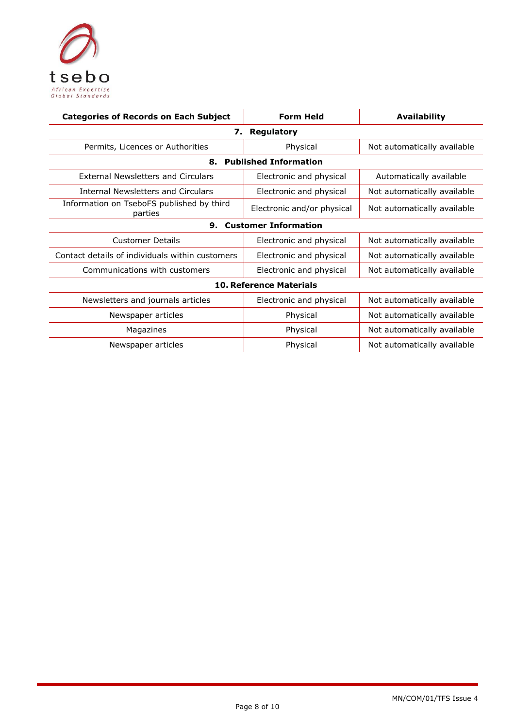| Categories of Records on Each Subject | Form Held | Availability |
|---|---|---|
| **7. Regulatory** | | |
| Permits, Licences or Authorities | Physical | Not automatically available |
| **8. Published Information** | | |
| External Newsletters and Circulars | Electronic and physical | Automatically available |
| Internal Newsletters and Circulars | Electronic and physical | Not automatically available |
| Information on TseboFS published by third parties | Electronic and/or physical | Not automatically available |
| **9. Customer Information** | | |
| Customer Details | Electronic and physical | Not automatically available |
| Contact details of individuals within customers | Electronic and physical | Not automatically available |
| Communications with customers | Electronic and physical | Not automatically available |
| **10. Reference Materials** | | |
| Newsletters and journals articles | Electronic and physical | Not automatically available |
| Newspaper articles | Physical | Not automatically available |
| Magazines | Physical | Not automatically available |
| Newspaper articles | Physical | Not automatically available |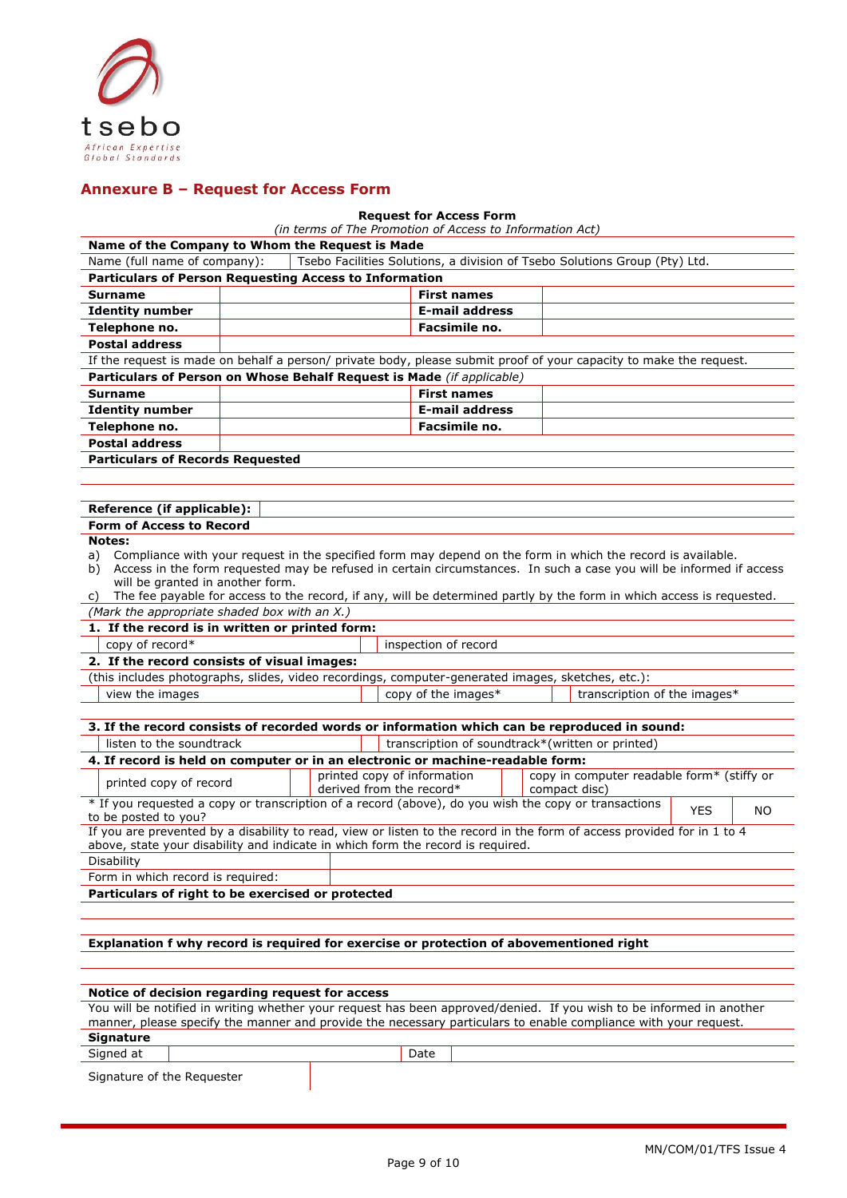tsebo

*African Expertise*
*Global Standards*

## Annexure B – Request for Access Form

**Request for Access Form**

*(in terms of The Promotion of Access to Information Act)*

| **Name of the Company to Whom the Request is Made** | |
|---|---|
| Name (full name of company): | Tsebo Facilities Solutions, a division of Tsebo Solutions Group (Pty) Ltd. |

**Particulars of Person Requesting Access to Information**

| | | | |
|---|---|---|---|
| **Surname** | | **First names** | |
| **Identity number** | | **E-mail address** | |
| **Telephone no.** | | **Facsimile no.** | |
| **Postal address** | | | |

If the request is made on behalf a person/ private body, please submit proof of your capacity to make the request.

**Particulars of Person on Whose Behalf Request is Made** *(if applicable)*

| | | | |
|---|---|---|---|
| **Surname** | | **First names** | |
| **Identity number** | | **E-mail address** | |
| **Telephone no.** | | **Facsimile no.** | |
| **Postal address** | | | |

**Particulars of Records Requested**

| **Reference (if applicable):** | |
|---|---|

**Form of Access to Record**

**Notes:**

a) Compliance with your request in the specified form may depend on the form in which the record is available.
b) Access in the form requested may be refused in certain circumstances. In such a case you will be informed if access will be granted in another form.
c) The fee payable for access to the record, if any, will be determined partly by the form in which access is requested.

*(Mark the appropriate shaded box with an X.)*

**1. If the record is in written or printed form:**

| | | | |
|---|---|---|---|
| | copy of record* | | inspection of record |

**2. If the record consists of visual images:**

(this includes photographs, slides, video recordings, computer-generated images, sketches, etc.):

| | | | | | |
|---|---|---|---|---|---|
| | view the images | | copy of the images* | | transcription of the images* |

**3. If the record consists of recorded words or information which can be reproduced in sound:**

| | | | |
|---|---|---|---|
| | listen to the soundtrack | | transcription of soundtrack*(written or printed) |

**4. If record is held on computer or in an electronic or machine-readable form:**

| | | | | | |
|---|---|---|---|---|---|
| | printed copy of record | | printed copy of information derived from the record* | | copy in computer readable form* (stiffy or compact disc) |

| * If you requested a copy or transcription of a record (above), do you wish the copy or transactions to be posted to you? | YES | NO |
|---|---|---|

If you are prevented by a disability to read, view or listen to the record in the form of access provided for in 1 to 4 above, state your disability and indicate in which form the record is required.

| | |
|---|---|
| Disability | |
| Form in which record is required: | |

**Particulars of right to be exercised or protected**

**Explanation f why record is required for exercise or protection of abovementioned right**

**Notice of decision regarding request for access**

You will be notified in writing whether your request has been approved/denied. If you wish to be informed in another manner, please specify the manner and provide the necessary particulars to enable compliance with your request.

**Signature**

| | | | |
|---|---|---|---|
| Signed at | | Date | |
| Signature of the Requester | | | |

MN/COM/01/TFS Issue 4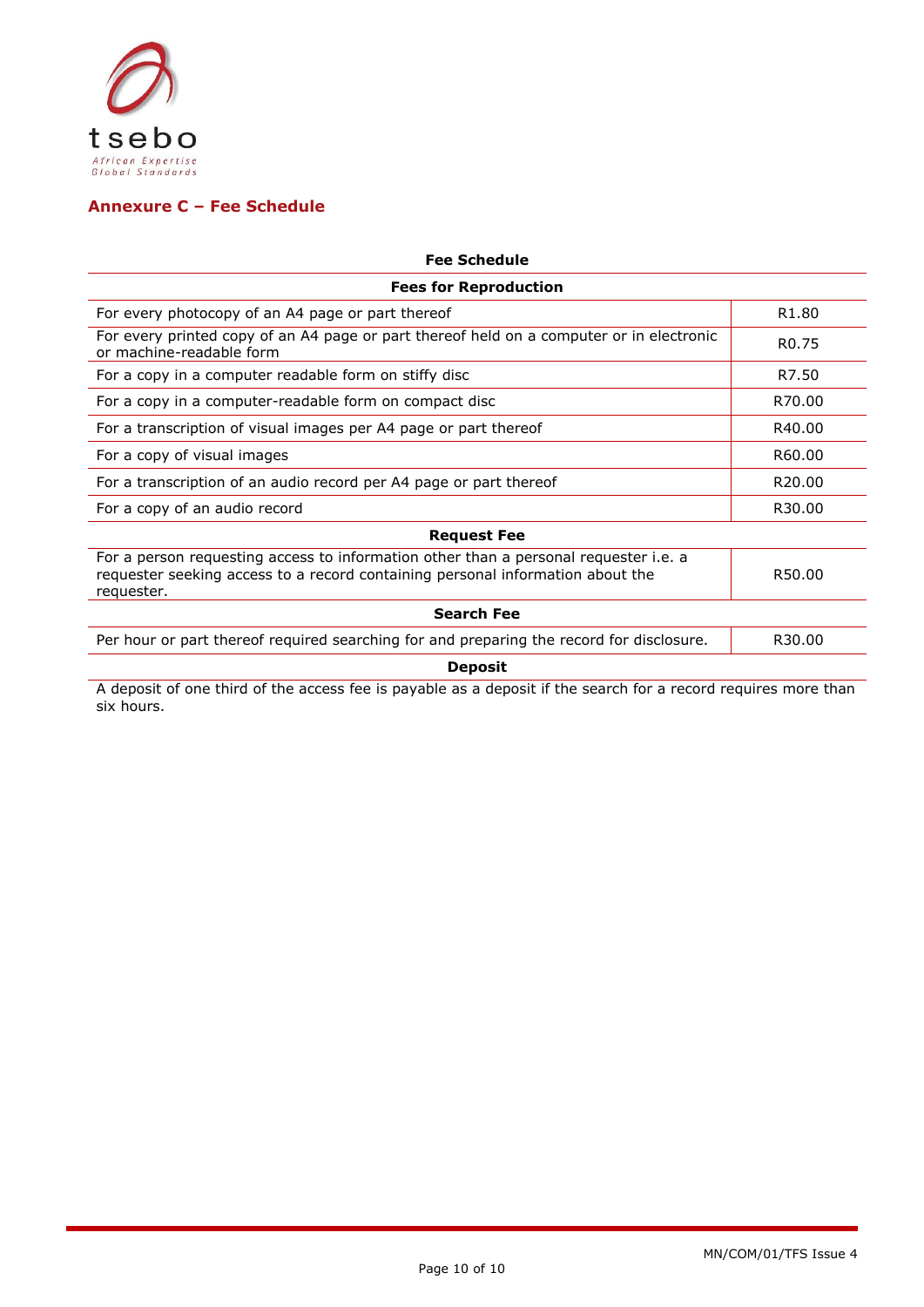tsebo

*African Expertise Global Standards*

## Annexure C – Fee Schedule

| Fee Schedule | |
|---|---|
| **Fees for Reproduction** | |
| For every photocopy of an A4 page or part thereof | R1.80 |
| For every printed copy of an A4 page or part thereof held on a computer or in electronic or machine-readable form | R0.75 |
| For a copy in a computer readable form on stiffy disc | R7.50 |
| For a copy in a computer-readable form on compact disc | R70.00 |
| For a transcription of visual images per A4 page or part thereof | R40.00 |
| For a copy of visual images | R60.00 |
| For a transcription of an audio record per A4 page or part thereof | R20.00 |
| For a copy of an audio record | R30.00 |
| **Request Fee** | |
| For a person requesting access to information other than a personal requester i.e. a requester seeking access to a record containing personal information about the requester. | R50.00 |
| **Search Fee** | |
| Per hour or part thereof required searching for and preparing the record for disclosure. | R30.00 |
| **Deposit** | |
| A deposit of one third of the access fee is payable as a deposit if the search for a record requires more than six hours. | |

MN/COM/01/TFS Issue 4